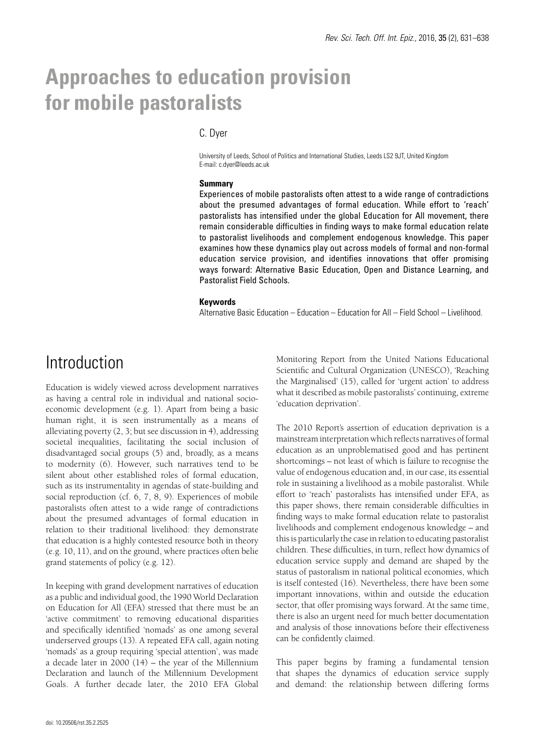# Approaches to education provision for mobile pastoralists

C. Dyer

University of Leeds, School of Politics and International Studies, Leeds LS2 9JT, United Kingdom
E-mail: c.dyer@leeds.ac.uk

### Summary

Experiences of mobile pastoralists often attest to a wide range of contradictions about the presumed advantages of formal education. While effort to 'reach' pastoralists has intensified under the global Education for All movement, there remain considerable difficulties in finding ways to make formal education relate to pastoralist livelihoods and complement endogenous knowledge. This paper examines how these dynamics play out across models of formal and non-formal education service provision, and identifies innovations that offer promising ways forward: Alternative Basic Education, Open and Distance Learning, and Pastoralist Field Schools.

### Keywords

Alternative Basic Education – Education – Education for All – Field School – Livelihood.

## Introduction

Education is widely viewed across development narratives as having a central role in individual and national socio-economic development (e.g. 1). Apart from being a basic human right, it is seen instrumentally as a means of alleviating poverty (2, 3; but see discussion in 4), addressing societal inequalities, facilitating the social inclusion of disadvantaged social groups (5) and, broadly, as a means to modernity (6). However, such narratives tend to be silent about other established roles of formal education, such as its instrumentality in agendas of state-building and social reproduction (cf. 6, 7, 8, 9). Experiences of mobile pastoralists often attest to a wide range of contradictions about the presumed advantages of formal education in relation to their traditional livelihood: they demonstrate that education is a highly contested resource both in theory (e.g. 10, 11), and on the ground, where practices often belie grand statements of policy (e.g. 12).

In keeping with grand development narratives of education as a public and individual good, the 1990 World Declaration on Education for All (EFA) stressed that there must be an 'active commitment' to removing educational disparities and specifically identified 'nomads' as one among several underserved groups (13). A repeated EFA call, again noting 'nomads' as a group requiring 'special attention', was made a decade later in 2000 (14) – the year of the Millennium Declaration and launch of the Millennium Development Goals. A further decade later, the 2010 EFA Global Monitoring Report from the United Nations Educational Scientific and Cultural Organization (UNESCO), 'Reaching the Marginalised' (15), called for 'urgent action' to address what it described as mobile pastoralists' continuing, extreme 'education deprivation'.

The 2010 Report's assertion of education deprivation is a mainstream interpretation which reflects narratives of formal education as an unproblematised good and has pertinent shortcomings – not least of which is failure to recognise the value of endogenous education and, in our case, its essential role in sustaining a livelihood as a mobile pastoralist. While effort to 'reach' pastoralists has intensified under EFA, as this paper shows, there remain considerable difficulties in finding ways to make formal education relate to pastoralist livelihoods and complement endogenous knowledge – and this is particularly the case in relation to educating pastoralist children. These difficulties, in turn, reflect how dynamics of education service supply and demand are shaped by the status of pastoralism in national political economies, which is itself contested (16). Nevertheless, there have been some important innovations, within and outside the education sector, that offer promising ways forward. At the same time, there is also an urgent need for much better documentation and analysis of those innovations before their effectiveness can be confidently claimed.

This paper begins by framing a fundamental tension that shapes the dynamics of education service supply and demand: the relationship between differing forms

doi: 10.20506/rst.35.2.2525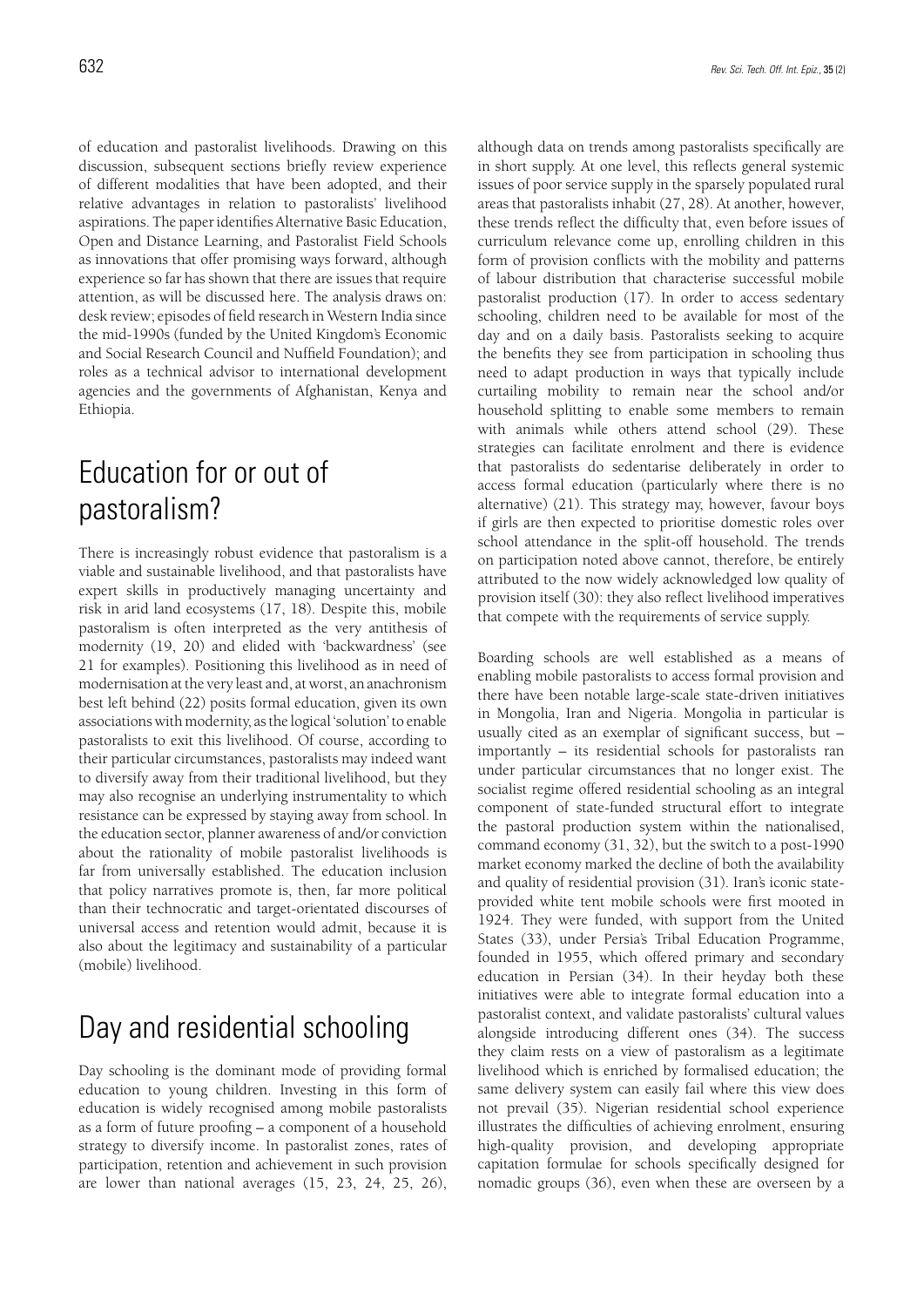of education and pastoralist livelihoods. Drawing on this discussion, subsequent sections briefly review experience of different modalities that have been adopted, and their relative advantages in relation to pastoralists' livelihood aspirations. The paper identifies Alternative Basic Education, Open and Distance Learning, and Pastoralist Field Schools as innovations that offer promising ways forward, although experience so far has shown that there are issues that require attention, as will be discussed here. The analysis draws on: desk review; episodes of field research in Western India since the mid-1990s (funded by the United Kingdom's Economic and Social Research Council and Nuffield Foundation); and roles as a technical advisor to international development agencies and the governments of Afghanistan, Kenya and Ethiopia.

# Education for or out of pastoralism?

There is increasingly robust evidence that pastoralism is a viable and sustainable livelihood, and that pastoralists have expert skills in productively managing uncertainty and risk in arid land ecosystems (17, 18). Despite this, mobile pastoralism is often interpreted as the very antithesis of modernity (19, 20) and elided with 'backwardness' (see 21 for examples). Positioning this livelihood as in need of modernisation at the very least and, at worst, an anachronism best left behind (22) posits formal education, given its own associations with modernity, as the logical 'solution' to enable pastoralists to exit this livelihood. Of course, according to their particular circumstances, pastoralists may indeed want to diversify away from their traditional livelihood, but they may also recognise an underlying instrumentality to which resistance can be expressed by staying away from school. In the education sector, planner awareness of and/or conviction about the rationality of mobile pastoralist livelihoods is far from universally established. The education inclusion that policy narratives promote is, then, far more political than their technocratic and target-orientated discourses of universal access and retention would admit, because it is also about the legitimacy and sustainability of a particular (mobile) livelihood.

# Day and residential schooling

Day schooling is the dominant mode of providing formal education to young children. Investing in this form of education is widely recognised among mobile pastoralists as a form of future proofing – a component of a household strategy to diversify income. In pastoralist zones, rates of participation, retention and achievement in such provision are lower than national averages (15, 23, 24, 25, 26), although data on trends among pastoralists specifically are in short supply. At one level, this reflects general systemic issues of poor service supply in the sparsely populated rural areas that pastoralists inhabit (27, 28). At another, however, these trends reflect the difficulty that, even before issues of curriculum relevance come up, enrolling children in this form of provision conflicts with the mobility and patterns of labour distribution that characterise successful mobile pastoralist production (17). In order to access sedentary schooling, children need to be available for most of the day and on a daily basis. Pastoralists seeking to acquire the benefits they see from participation in schooling thus need to adapt production in ways that typically include curtailing mobility to remain near the school and/or household splitting to enable some members to remain with animals while others attend school (29). These strategies can facilitate enrolment and there is evidence that pastoralists do sedentarise deliberately in order to access formal education (particularly where there is no alternative) (21). This strategy may, however, favour boys if girls are then expected to prioritise domestic roles over school attendance in the split-off household. The trends on participation noted above cannot, therefore, be entirely attributed to the now widely acknowledged low quality of provision itself (30): they also reflect livelihood imperatives that compete with the requirements of service supply.

Boarding schools are well established as a means of enabling mobile pastoralists to access formal provision and there have been notable large-scale state-driven initiatives in Mongolia, Iran and Nigeria. Mongolia in particular is usually cited as an exemplar of significant success, but – importantly – its residential schools for pastoralists ran under particular circumstances that no longer exist. The socialist regime offered residential schooling as an integral component of state-funded structural effort to integrate the pastoral production system within the nationalised, command economy (31, 32), but the switch to a post-1990 market economy marked the decline of both the availability and quality of residential provision (31). Iran's iconic state-provided white tent mobile schools were first mooted in 1924. They were funded, with support from the United States (33), under Persia's Tribal Education Programme, founded in 1955, which offered primary and secondary education in Persian (34). In their heyday both these initiatives were able to integrate formal education into a pastoralist context, and validate pastoralists' cultural values alongside introducing different ones (34). The success they claim rests on a view of pastoralism as a legitimate livelihood which is enriched by formalised education; the same delivery system can easily fail where this view does not prevail (35). Nigerian residential school experience illustrates the difficulties of achieving enrolment, ensuring high-quality provision, and developing appropriate capitation formulae for schools specifically designed for nomadic groups (36), even when these are overseen by a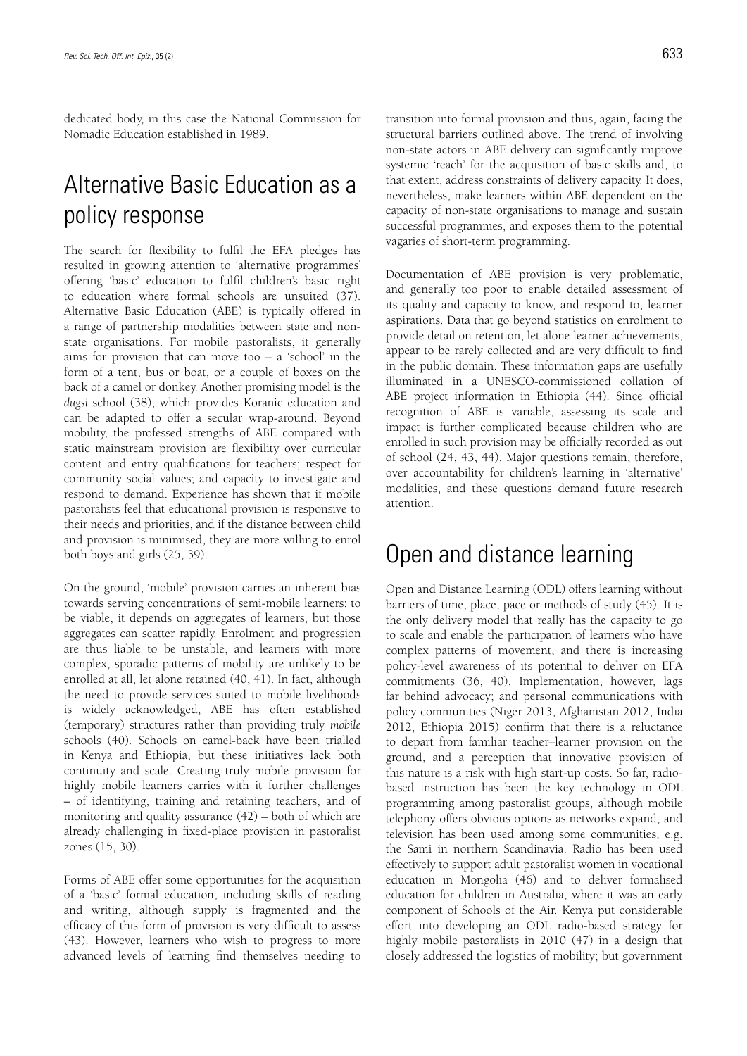dedicated body, in this case the National Commission for Nomadic Education established in 1989.

## Alternative Basic Education as a policy response

The search for flexibility to fulfil the EFA pledges has resulted in growing attention to 'alternative programmes' offering 'basic' education to fulfil children's basic right to education where formal schools are unsuited (37). Alternative Basic Education (ABE) is typically offered in a range of partnership modalities between state and non-state organisations. For mobile pastoralists, it generally aims for provision that can move too – a 'school' in the form of a tent, bus or boat, or a couple of boxes on the back of a camel or donkey. Another promising model is the *dugsi* school (38), which provides Koranic education and can be adapted to offer a secular wrap-around. Beyond mobility, the professed strengths of ABE compared with static mainstream provision are flexibility over curricular content and entry qualifications for teachers; respect for community social values; and capacity to investigate and respond to demand. Experience has shown that if mobile pastoralists feel that educational provision is responsive to their needs and priorities, and if the distance between child and provision is minimised, they are more willing to enrol both boys and girls (25, 39).

On the ground, 'mobile' provision carries an inherent bias towards serving concentrations of semi-mobile learners: to be viable, it depends on aggregates of learners, but those aggregates can scatter rapidly. Enrolment and progression are thus liable to be unstable, and learners with more complex, sporadic patterns of mobility are unlikely to be enrolled at all, let alone retained (40, 41). In fact, although the need to provide services suited to mobile livelihoods is widely acknowledged, ABE has often established (temporary) structures rather than providing truly *mobile* schools (40). Schools on camel-back have been trialled in Kenya and Ethiopia, but these initiatives lack both continuity and scale. Creating truly mobile provision for highly mobile learners carries with it further challenges – of identifying, training and retaining teachers, and of monitoring and quality assurance (42) – both of which are already challenging in fixed-place provision in pastoralist zones (15, 30).

Forms of ABE offer some opportunities for the acquisition of a 'basic' formal education, including skills of reading and writing, although supply is fragmented and the efficacy of this form of provision is very difficult to assess (43). However, learners who wish to progress to more advanced levels of learning find themselves needing to transition into formal provision and thus, again, facing the structural barriers outlined above. The trend of involving non-state actors in ABE delivery can significantly improve systemic 'reach' for the acquisition of basic skills and, to that extent, address constraints of delivery capacity. It does, nevertheless, make learners within ABE dependent on the capacity of non-state organisations to manage and sustain successful programmes, and exposes them to the potential vagaries of short-term programming.

Documentation of ABE provision is very problematic, and generally too poor to enable detailed assessment of its quality and capacity to know, and respond to, learner aspirations. Data that go beyond statistics on enrolment to provide detail on retention, let alone learner achievements, appear to be rarely collected and are very difficult to find in the public domain. These information gaps are usefully illuminated in a UNESCO-commissioned collation of ABE project information in Ethiopia (44). Since official recognition of ABE is variable, assessing its scale and impact is further complicated because children who are enrolled in such provision may be officially recorded as out of school (24, 43, 44). Major questions remain, therefore, over accountability for children's learning in 'alternative' modalities, and these questions demand future research attention.

## Open and distance learning

Open and Distance Learning (ODL) offers learning without barriers of time, place, pace or methods of study (45). It is the only delivery model that really has the capacity to go to scale and enable the participation of learners who have complex patterns of movement, and there is increasing policy-level awareness of its potential to deliver on EFA commitments (36, 40). Implementation, however, lags far behind advocacy; and personal communications with policy communities (Niger 2013, Afghanistan 2012, India 2012, Ethiopia 2015) confirm that there is a reluctance to depart from familiar teacher–learner provision on the ground, and a perception that innovative provision of this nature is a risk with high start-up costs. So far, radio-based instruction has been the key technology in ODL programming among pastoralist groups, although mobile telephony offers obvious options as networks expand, and television has been used among some communities, e.g. the Sami in northern Scandinavia. Radio has been used effectively to support adult pastoralist women in vocational education in Mongolia (46) and to deliver formalised education for children in Australia, where it was an early component of Schools of the Air. Kenya put considerable effort into developing an ODL radio-based strategy for highly mobile pastoralists in 2010 (47) in a design that closely addressed the logistics of mobility; but government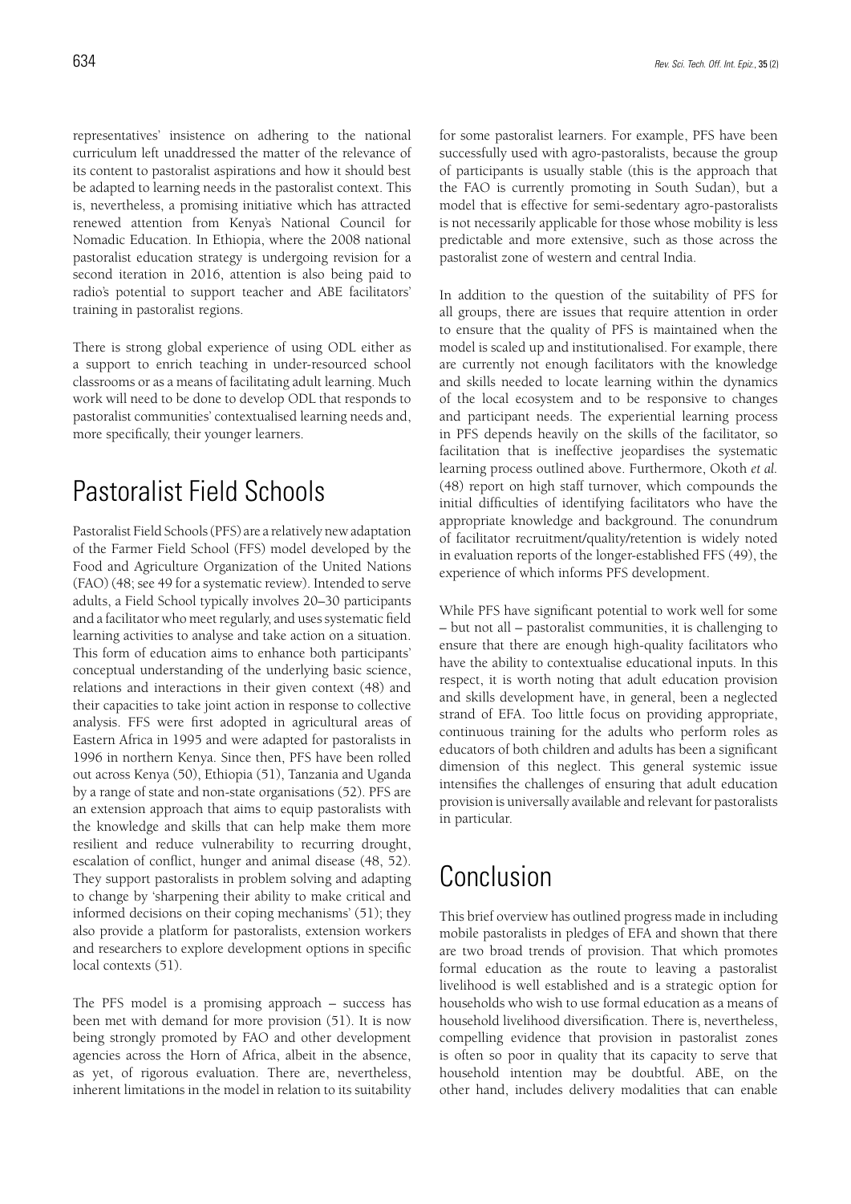representatives' insistence on adhering to the national curriculum left unaddressed the matter of the relevance of its content to pastoralist aspirations and how it should best be adapted to learning needs in the pastoralist context. This is, nevertheless, a promising initiative which has attracted renewed attention from Kenya's National Council for Nomadic Education. In Ethiopia, where the 2008 national pastoralist education strategy is undergoing revision for a second iteration in 2016, attention is also being paid to radio's potential to support teacher and ABE facilitators' training in pastoralist regions.

There is strong global experience of using ODL either as a support to enrich teaching in under-resourced school classrooms or as a means of facilitating adult learning. Much work will need to be done to develop ODL that responds to pastoralist communities' contextualised learning needs and, more specifically, their younger learners.

## Pastoralist Field Schools

Pastoralist Field Schools (PFS) are a relatively new adaptation of the Farmer Field School (FFS) model developed by the Food and Agriculture Organization of the United Nations (FAO) (48; see 49 for a systematic review). Intended to serve adults, a Field School typically involves 20–30 participants and a facilitator who meet regularly, and uses systematic field learning activities to analyse and take action on a situation. This form of education aims to enhance both participants' conceptual understanding of the underlying basic science, relations and interactions in their given context (48) and their capacities to take joint action in response to collective analysis. FFS were first adopted in agricultural areas of Eastern Africa in 1995 and were adapted for pastoralists in 1996 in northern Kenya. Since then, PFS have been rolled out across Kenya (50), Ethiopia (51), Tanzania and Uganda by a range of state and non-state organisations (52). PFS are an extension approach that aims to equip pastoralists with the knowledge and skills that can help make them more resilient and reduce vulnerability to recurring drought, escalation of conflict, hunger and animal disease (48, 52). They support pastoralists in problem solving and adapting to change by 'sharpening their ability to make critical and informed decisions on their coping mechanisms' (51); they also provide a platform for pastoralists, extension workers and researchers to explore development options in specific local contexts (51).

The PFS model is a promising approach – success has been met with demand for more provision (51). It is now being strongly promoted by FAO and other development agencies across the Horn of Africa, albeit in the absence, as yet, of rigorous evaluation. There are, nevertheless, inherent limitations in the model in relation to its suitability for some pastoralist learners. For example, PFS have been successfully used with agro-pastoralists, because the group of participants is usually stable (this is the approach that the FAO is currently promoting in South Sudan), but a model that is effective for semi-sedentary agro-pastoralists is not necessarily applicable for those whose mobility is less predictable and more extensive, such as those across the pastoralist zone of western and central India.

In addition to the question of the suitability of PFS for all groups, there are issues that require attention in order to ensure that the quality of PFS is maintained when the model is scaled up and institutionalised. For example, there are currently not enough facilitators with the knowledge and skills needed to locate learning within the dynamics of the local ecosystem and to be responsive to changes and participant needs. The experiential learning process in PFS depends heavily on the skills of the facilitator, so facilitation that is ineffective jeopardises the systematic learning process outlined above. Furthermore, Okoth *et al.* (48) report on high staff turnover, which compounds the initial difficulties of identifying facilitators who have the appropriate knowledge and background. The conundrum of facilitator recruitment/quality/retention is widely noted in evaluation reports of the longer-established FFS (49), the experience of which informs PFS development.

While PFS have significant potential to work well for some – but not all – pastoralist communities, it is challenging to ensure that there are enough high-quality facilitators who have the ability to contextualise educational inputs. In this respect, it is worth noting that adult education provision and skills development have, in general, been a neglected strand of EFA. Too little focus on providing appropriate, continuous training for the adults who perform roles as educators of both children and adults has been a significant dimension of this neglect. This general systemic issue intensifies the challenges of ensuring that adult education provision is universally available and relevant for pastoralists in particular.

## Conclusion

This brief overview has outlined progress made in including mobile pastoralists in pledges of EFA and shown that there are two broad trends of provision. That which promotes formal education as the route to leaving a pastoralist livelihood is well established and is a strategic option for households who wish to use formal education as a means of household livelihood diversification. There is, nevertheless, compelling evidence that provision in pastoralist zones is often so poor in quality that its capacity to serve that household intention may be doubtful. ABE, on the other hand, includes delivery modalities that can enable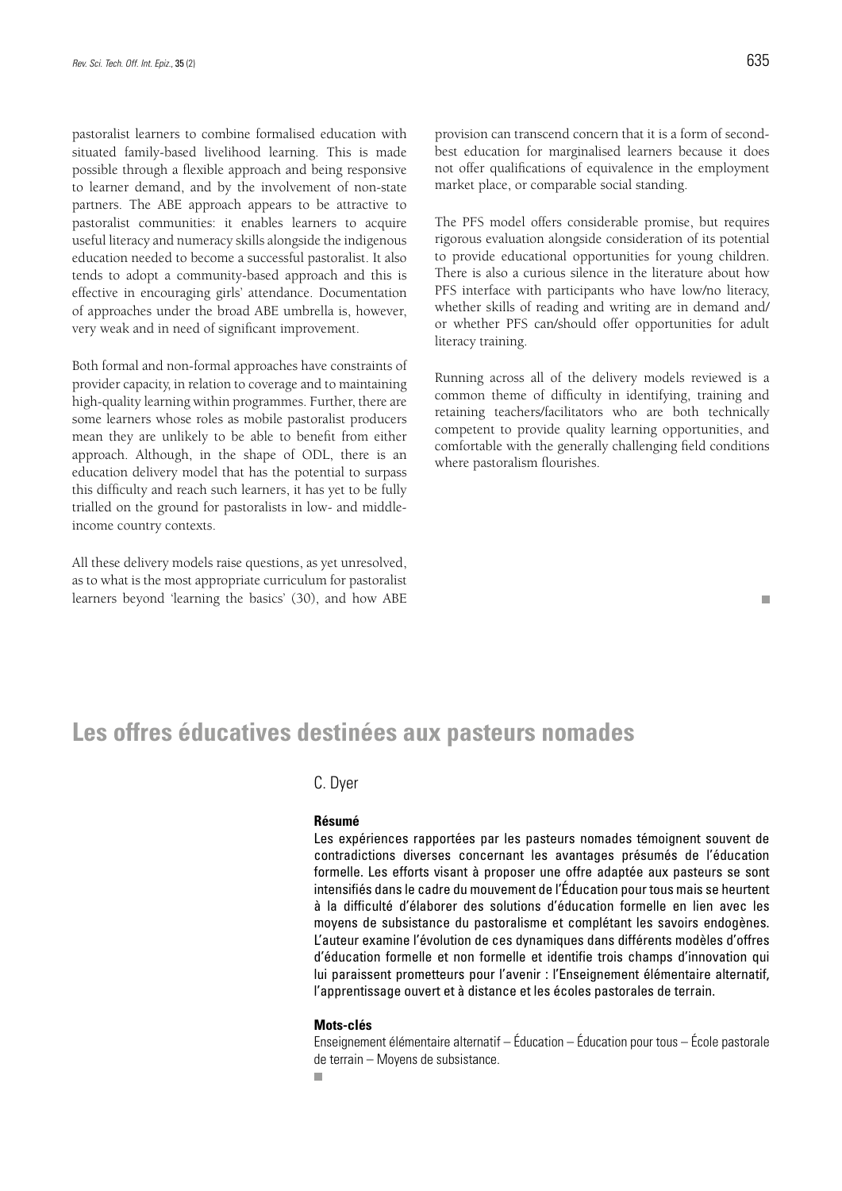pastoralist learners to combine formalised education with situated family-based livelihood learning. This is made possible through a flexible approach and being responsive to learner demand, and by the involvement of non-state partners. The ABE approach appears to be attractive to pastoralist communities: it enables learners to acquire useful literacy and numeracy skills alongside the indigenous education needed to become a successful pastoralist. It also tends to adopt a community-based approach and this is effective in encouraging girls' attendance. Documentation of approaches under the broad ABE umbrella is, however, very weak and in need of significant improvement.

Both formal and non-formal approaches have constraints of provider capacity, in relation to coverage and to maintaining high-quality learning within programmes. Further, there are some learners whose roles as mobile pastoralist producers mean they are unlikely to be able to benefit from either approach. Although, in the shape of ODL, there is an education delivery model that has the potential to surpass this difficulty and reach such learners, it has yet to be fully trialled on the ground for pastoralists in low- and middle-income country contexts.

All these delivery models raise questions, as yet unresolved, as to what is the most appropriate curriculum for pastoralist learners beyond 'learning the basics' (30), and how ABE provision can transcend concern that it is a form of second-best education for marginalised learners because it does not offer qualifications of equivalence in the employment market place, or comparable social standing.

The PFS model offers considerable promise, but requires rigorous evaluation alongside consideration of its potential to provide educational opportunities for young children. There is also a curious silence in the literature about how PFS interface with participants who have low/no literacy, whether skills of reading and writing are in demand and/or whether PFS can/should offer opportunities for adult literacy training.

Running across all of the delivery models reviewed is a common theme of difficulty in identifying, training and retaining teachers/facilitators who are both technically competent to provide quality learning opportunities, and comfortable with the generally challenging field conditions where pastoralism flourishes.

■

# Les offres éducatives destinées aux pasteurs nomades

C. Dyer

**Résumé**

Les expériences rapportées par les pasteurs nomades témoignent souvent de contradictions diverses concernant les avantages présumés de l'éducation formelle. Les efforts visant à proposer une offre adaptée aux pasteurs se sont intensifiés dans le cadre du mouvement de l'Éducation pour tous mais se heurtent à la difficulté d'élaborer des solutions d'éducation formelle en lien avec les moyens de subsistance du pastoralisme et complétant les savoirs endogènes. L'auteur examine l'évolution de ces dynamiques dans différents modèles d'offres d'éducation formelle et non formelle et identifie trois champs d'innovation qui lui paraissent prometteurs pour l'avenir : l'Enseignement élémentaire alternatif, l'apprentissage ouvert et à distance et les écoles pastorales de terrain.

**Mots-clés**

Enseignement élémentaire alternatif – Éducation – Éducation pour tous – École pastorale de terrain – Moyens de subsistance.

■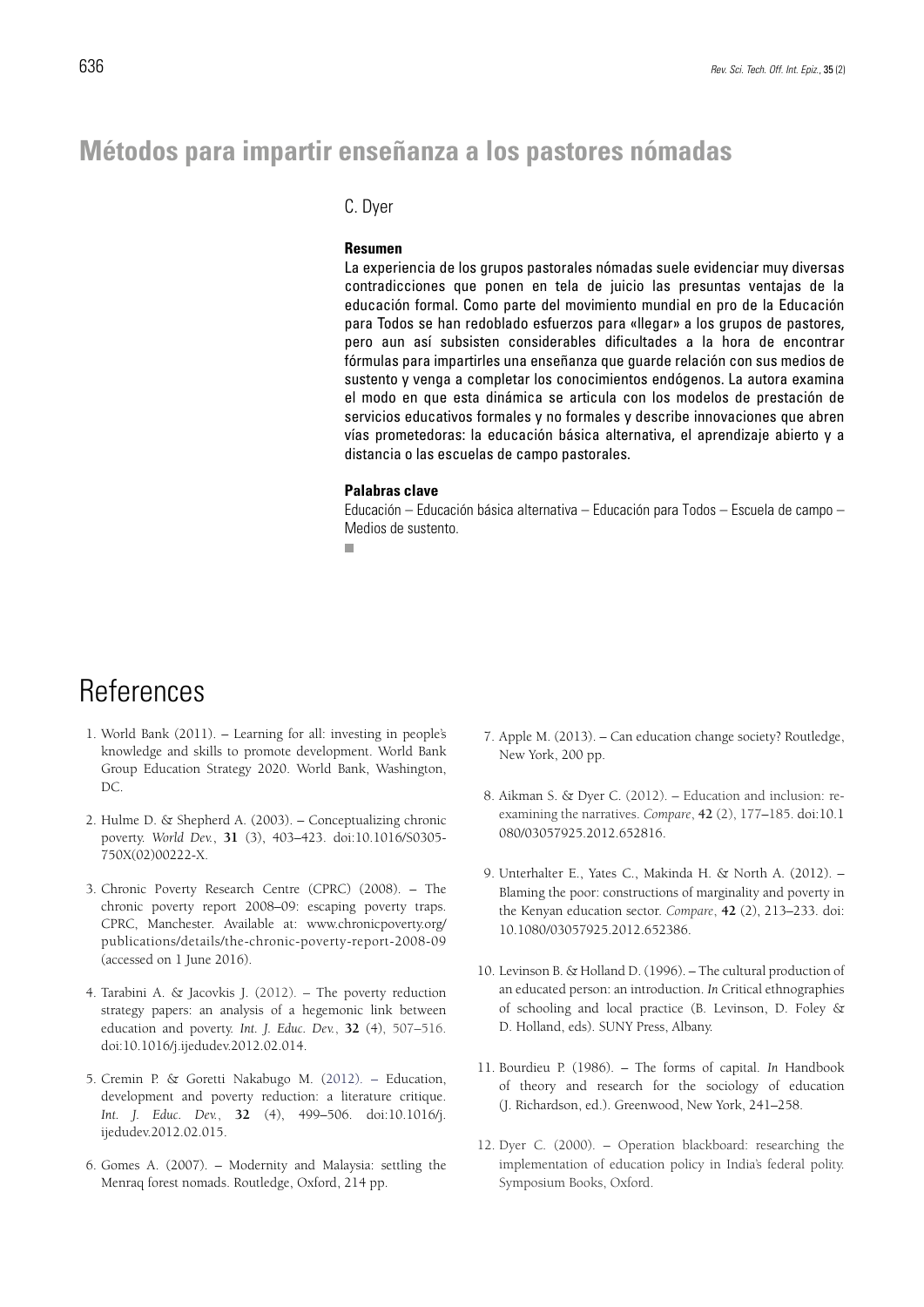## Métodos para impartir enseñanza a los pastores nómadas

C. Dyer

**Resumen**

La experiencia de los grupos pastorales nómadas suele evidenciar muy diversas contradicciones que ponen en tela de juicio las presuntas ventajas de la educación formal. Como parte del movimiento mundial en pro de la Educación para Todos se han redoblado esfuerzos para «llegar» a los grupos de pastores, pero aun así subsisten considerables dificultades a la hora de encontrar fórmulas para impartirles una enseñanza que guarde relación con sus medios de sustento y venga a completar los conocimientos endógenos. La autora examina el modo en que esta dinámica se articula con los modelos de prestación de servicios educativos formales y no formales y describe innovaciones que abren vías prometedoras: la educación básica alternativa, el aprendizaje abierto y a distancia o las escuelas de campo pastorales.

**Palabras clave**

Educación – Educación básica alternativa – Educación para Todos – Escuela de campo – Medios de sustento.

# References

1. World Bank (2011). – Learning for all: investing in people's knowledge and skills to promote development. World Bank Group Education Strategy 2020. World Bank, Washington, DC.

2. Hulme D. & Shepherd A. (2003). – Conceptualizing chronic poverty. *World Dev.*, **31** (3), 403–423. doi:10.1016/S0305-750X(02)00222-X.

3. Chronic Poverty Research Centre (CPRC) (2008). – The chronic poverty report 2008–09: escaping poverty traps. CPRC, Manchester. Available at: www.chronicpoverty.org/publications/details/the-chronic-poverty-report-2008-09 (accessed on 1 June 2016).

4. Tarabini A. & Jacovkis J. (2012). – The poverty reduction strategy papers: an analysis of a hegemonic link between education and poverty. *Int. J. Educ. Dev.*, **32** (4), 507–516. doi:10.1016/j.ijedudev.2012.02.014.

5. Cremin P. & Goretti Nakabugo M. (2012). – Education, development and poverty reduction: a literature critique. *Int. J. Educ. Dev.*, **32** (4), 499–506. doi:10.1016/j.ijedudev.2012.02.015.

6. Gomes A. (2007). – Modernity and Malaysia: settling the Menraq forest nomads. Routledge, Oxford, 214 pp.

7. Apple M. (2013). – Can education change society? Routledge, New York, 200 pp.

8. Aikman S. & Dyer C. (2012). – Education and inclusion: re-examining the narratives. *Compare*, **42** (2), 177–185. doi:10.1080/03057925.2012.652816.

9. Unterhalter E., Yates C., Makinda H. & North A. (2012). – Blaming the poor: constructions of marginality and poverty in the Kenyan education sector. *Compare*, **42** (2), 213–233. doi: 10.1080/03057925.2012.652386.

10. Levinson B. & Holland D. (1996). – The cultural production of an educated person: an introduction. *In* Critical ethnographies of schooling and local practice (B. Levinson, D. Foley & D. Holland, eds). SUNY Press, Albany.

11. Bourdieu P. (1986). – The forms of capital. *In* Handbook of theory and research for the sociology of education (J. Richardson, ed.). Greenwood, New York, 241–258.

12. Dyer C. (2000). – Operation blackboard: researching the implementation of education policy in India's federal polity. Symposium Books, Oxford.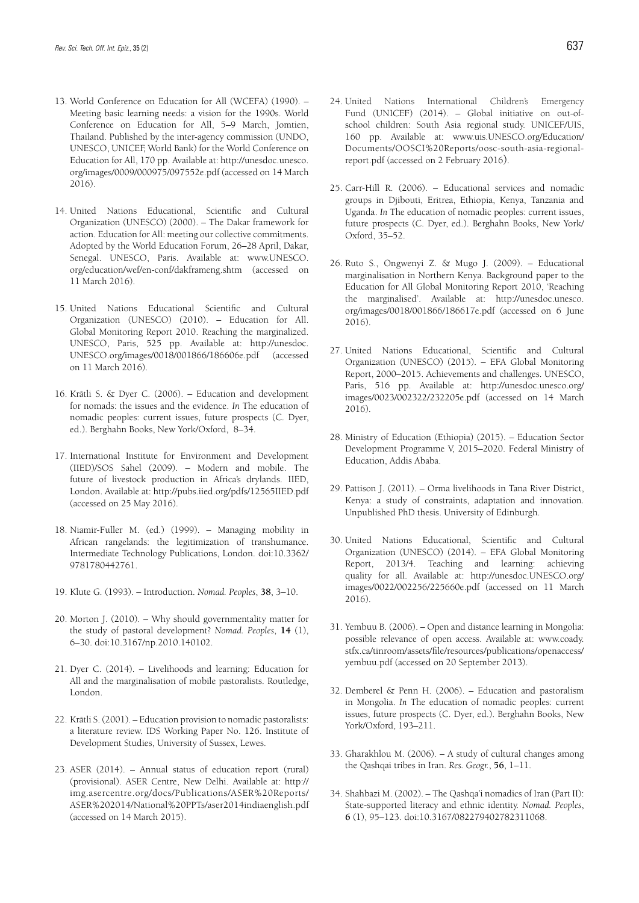13. World Conference on Education for All (WCEFA) (1990). – Meeting basic learning needs: a vision for the 1990s. World Conference on Education for All, 5–9 March, Jomtien, Thailand. Published by the inter-agency commission (UNDO, UNESCO, UNICEF, World Bank) for the World Conference on Education for All, 170 pp. Available at: http://unesdoc.unesco.org/images/0009/000975/097552e.pdf (accessed on 14 March 2016).

14. United Nations Educational, Scientific and Cultural Organization (UNESCO) (2000). – The Dakar framework for action. Education for All: meeting our collective commitments. Adopted by the World Education Forum, 26–28 April, Dakar, Senegal. UNESCO, Paris. Available at: www.UNESCO.org/education/wef/en-conf/dakframeng.shtm (accessed on 11 March 2016).

15. United Nations Educational Scientific and Cultural Organization (UNESCO) (2010). – Education for All. Global Monitoring Report 2010. Reaching the marginalized. UNESCO, Paris, 525 pp. Available at: http://unesdoc.UNESCO.org/images/0018/001866/186606e.pdf (accessed on 11 March 2016).

16. Krätli S. & Dyer C. (2006). – Education and development for nomads: the issues and the evidence. *In* The education of nomadic peoples: current issues, future prospects (C. Dyer, ed.). Berghahn Books, New York/Oxford, 8–34.

17. International Institute for Environment and Development (IIED)/SOS Sahel (2009). – Modern and mobile. The future of livestock production in Africa's drylands. IIED, London. Available at: http://pubs.iied.org/pdfs/12565IIED.pdf (accessed on 25 May 2016).

18. Niamir-Fuller M. (ed.) (1999). – Managing mobility in African rangelands: the legitimization of transhumance. Intermediate Technology Publications, London. doi:10.3362/9781780442761.

19. Klute G. (1993). – Introduction. *Nomad. Peoples*, **38**, 3–10.

20. Morton J. (2010). – Why should governmentality matter for the study of pastoral development? *Nomad. Peoples*, **14** (1), 6–30. doi:10.3167/np.2010.140102.

21. Dyer C. (2014). – Livelihoods and learning: Education for All and the marginalisation of mobile pastoralists. Routledge, London.

22. Krätli S. (2001). – Education provision to nomadic pastoralists: a literature review. IDS Working Paper No. 126. Institute of Development Studies, University of Sussex, Lewes.

23. ASER (2014). – Annual status of education report (rural) (provisional). ASER Centre, New Delhi. Available at: http://img.asercentre.org/docs/Publications/ASER%20Reports/ASER%202014/National%20PPTs/aser2014indiaenglish.pdf (accessed on 14 March 2015).

24. United Nations International Children's Emergency Fund (UNICEF) (2014). – Global initiative on out-of-school children: South Asia regional study. UNICEF/UIS, 160 pp. Available at: www.uis.UNESCO.org/Education/Documents/OOSCI%20Reports/oosc-south-asia-regional-report.pdf (accessed on 2 February 2016).

25. Carr-Hill R. (2006). – Educational services and nomadic groups in Djibouti, Eritrea, Ethiopia, Kenya, Tanzania and Uganda. *In* The education of nomadic peoples: current issues, future prospects (C. Dyer, ed.). Berghahn Books, New York/Oxford, 35–52.

26. Ruto S., Ongwenyi Z. & Mugo J. (2009). – Educational marginalisation in Northern Kenya. Background paper to the Education for All Global Monitoring Report 2010, 'Reaching the marginalised'. Available at: http://unesdoc.unesco.org/images/0018/001866/186617e.pdf (accessed on 6 June 2016).

27. United Nations Educational, Scientific and Cultural Organization (UNESCO) (2015). – EFA Global Monitoring Report, 2000–2015. Achievements and challenges. UNESCO, Paris, 516 pp. Available at: http://unesdoc.unesco.org/images/0023/002322/232205e.pdf (accessed on 14 March 2016).

28. Ministry of Education (Ethiopia) (2015). – Education Sector Development Programme V, 2015–2020. Federal Ministry of Education, Addis Ababa.

29. Pattison J. (2011). – Orma livelihoods in Tana River District, Kenya: a study of constraints, adaptation and innovation. Unpublished PhD thesis. University of Edinburgh.

30. United Nations Educational, Scientific and Cultural Organization (UNESCO) (2014). – EFA Global Monitoring Report, 2013/4. Teaching and learning: achieving quality for all. Available at: http://unesdoc.UNESCO.org/images/0022/002256/225660e.pdf (accessed on 11 March 2016).

31. Yembuu B. (2006). – Open and distance learning in Mongolia: possible relevance of open access. Available at: www.coady.stfx.ca/tinroom/assets/file/resources/publications/openaccess/yembuu.pdf (accessed on 20 September 2013).

32. Demberel & Penn H. (2006). – Education and pastoralism in Mongolia. *In* The education of nomadic peoples: current issues, future prospects (C. Dyer, ed.). Berghahn Books, New York/Oxford, 193–211.

33. Gharakhlou M. (2006). – A study of cultural changes among the Qashqai tribes in Iran. *Res. Geogr.*, **56**, 1–11.

34. Shahbazi M. (2002). – The Qashqa'i nomadics of Iran (Part II): State-supported literacy and ethnic identity. *Nomad. Peoples*, **6** (1), 95–123. doi:10.3167/082279402782311068.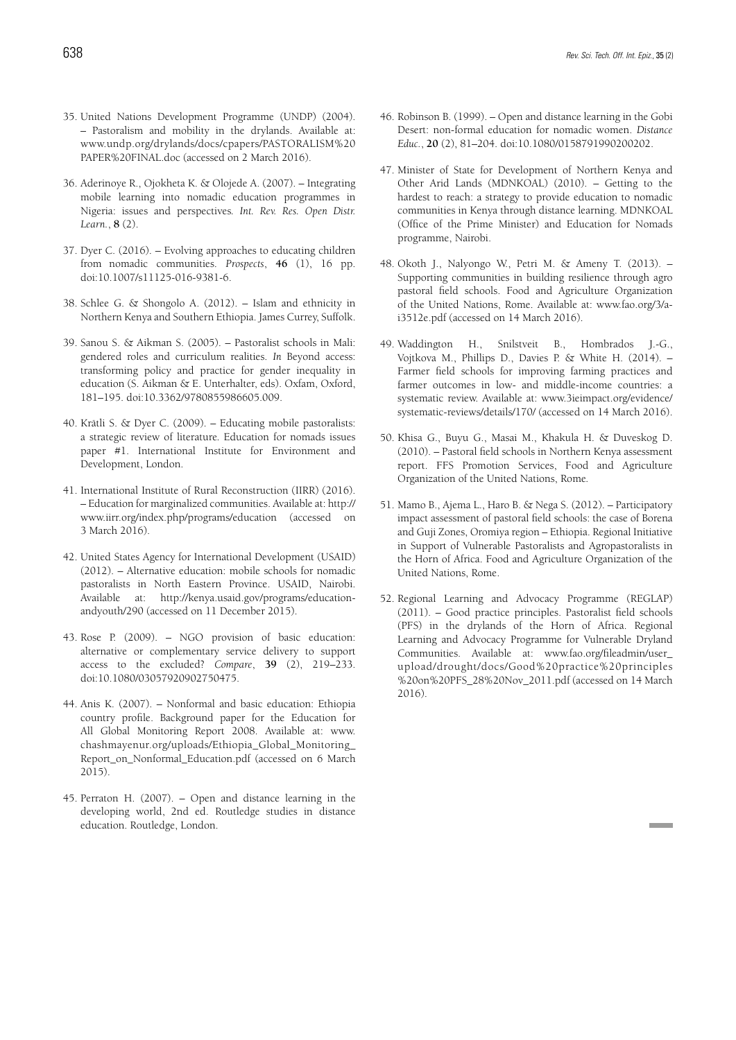35. United Nations Development Programme (UNDP) (2004). – Pastoralism and mobility in the drylands. Available at: www.undp.org/drylands/docs/cpapers/PASTORALISM%20PAPER%20FINAL.doc (accessed on 2 March 2016).

36. Aderinoye R., Ojokheta K. & Olojede A. (2007). – Integrating mobile learning into nomadic education programmes in Nigeria: issues and perspectives. *Int. Rev. Res. Open Distr. Learn.*, **8** (2).

37. Dyer C. (2016). – Evolving approaches to educating children from nomadic communities. *Prospects*, **46** (1), 16 pp. doi:10.1007/s11125-016-9381-6.

38. Schlee G. & Shongolo A. (2012). – Islam and ethnicity in Northern Kenya and Southern Ethiopia. James Currey, Suffolk.

39. Sanou S. & Aikman S. (2005). – Pastoralist schools in Mali: gendered roles and curriculum realities. *In* Beyond access: transforming policy and practice for gender inequality in education (S. Aikman & E. Unterhalter, eds). Oxfam, Oxford, 181–195. doi:10.3362/9780855986605.009.

40. Krätli S. & Dyer C. (2009). – Educating mobile pastoralists: a strategic review of literature. Education for nomads issues paper #1. International Institute for Environment and Development, London.

41. International Institute of Rural Reconstruction (IIRR) (2016). – Education for marginalized communities. Available at: http://www.iirr.org/index.php/programs/education (accessed on 3 March 2016).

42. United States Agency for International Development (USAID) (2012). – Alternative education: mobile schools for nomadic pastoralists in North Eastern Province. USAID, Nairobi. Available at: http://kenya.usaid.gov/programs/education-andyouth/290 (accessed on 11 December 2015).

43. Rose P. (2009). – NGO provision of basic education: alternative or complementary service delivery to support access to the excluded? *Compare*, **39** (2), 219–233. doi:10.1080/03057920902750475.

44. Anis K. (2007). – Nonformal and basic education: Ethiopia country profile. Background paper for the Education for All Global Monitoring Report 2008. Available at: www.chashmayenur.org/uploads/Ethiopia_Global_Monitoring_Report_on_Nonformal_Education.pdf (accessed on 6 March 2015).

45. Perraton H. (2007). – Open and distance learning in the developing world, 2nd ed. Routledge studies in distance education. Routledge, London.

46. Robinson B. (1999). – Open and distance learning in the Gobi Desert: non-formal education for nomadic women. *Distance Educ.*, **20** (2), 81–204. doi:10.1080/0158791990200202.

47. Minister of State for Development of Northern Kenya and Other Arid Lands (MDNKOAL) (2010). – Getting to the hardest to reach: a strategy to provide education to nomadic communities in Kenya through distance learning. MDNKOAL (Office of the Prime Minister) and Education for Nomads programme, Nairobi.

48. Okoth J., Nalyongo W., Petri M. & Ameny T. (2013). – Supporting communities in building resilience through agro pastoral field schools. Food and Agriculture Organization of the United Nations, Rome. Available at: www.fao.org/3/a-i3512e.pdf (accessed on 14 March 2016).

49. Waddington H., Snilstveit B., Hombrados J.-G., Vojtkova M., Phillips D., Davies P. & White H. (2014). – Farmer field schools for improving farming practices and farmer outcomes in low- and middle-income countries: a systematic review. Available at: www.3ieimpact.org/evidence/systematic-reviews/details/170/ (accessed on 14 March 2016).

50. Khisa G., Buyu G., Masai M., Khakula H. & Duveskog D. (2010). – Pastoral field schools in Northern Kenya assessment report. FFS Promotion Services, Food and Agriculture Organization of the United Nations, Rome.

51. Mamo B., Ajema L., Haro B. & Nega S. (2012). – Participatory impact assessment of pastoral field schools: the case of Borena and Guji Zones, Oromiya region – Ethiopia. Regional Initiative in Support of Vulnerable Pastoralists and Agropastoralists in the Horn of Africa. Food and Agriculture Organization of the United Nations, Rome.

52. Regional Learning and Advocacy Programme (REGLAP) (2011). – Good practice principles. Pastoralist field schools (PFS) in the drylands of the Horn of Africa. Regional Learning and Advocacy Programme for Vulnerable Dryland Communities. Available at: www.fao.org/fileadmin/user_upload/drought/docs/Good%20practice%20principles%20on%20PFS_28%20Nov_2011.pdf (accessed on 14 March 2016).